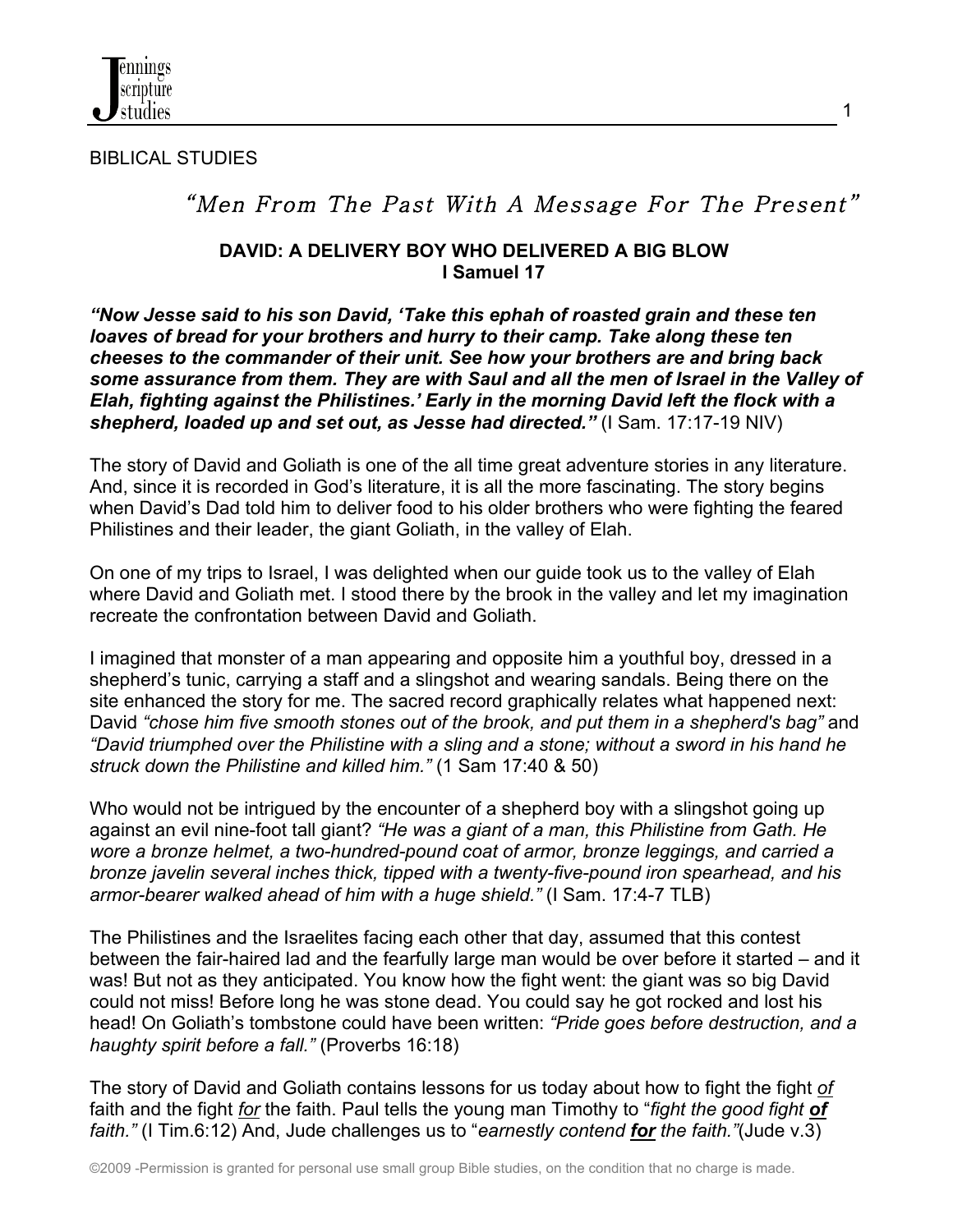BIBLICAL STUDIES

# *"Men From The Past With A Message For The Present"*

## DAVID: A DELIVERY BOY WHO DELIVERED A BIG BLOW
### I Samuel 17

***"Now Jesse said to his son David, 'Take this ephah of roasted grain and these ten loaves of bread for your brothers and hurry to their camp. Take along these ten cheeses to the commander of their unit. See how your brothers are and bring back some assurance from them. They are with Saul and all the men of Israel in the Valley of Elah, fighting against the Philistines.' Early in the morning David left the flock with a shepherd, loaded up and set out, as Jesse had directed."*** (I Sam. 17:17-19 NIV)

The story of David and Goliath is one of the all time great adventure stories in any literature. And, since it is recorded in God's literature, it is all the more fascinating. The story begins when David's Dad told him to deliver food to his older brothers who were fighting the feared Philistines and their leader, the giant Goliath, in the valley of Elah.

On one of my trips to Israel, I was delighted when our guide took us to the valley of Elah where David and Goliath met. I stood there by the brook in the valley and let my imagination recreate the confrontation between David and Goliath.

I imagined that monster of a man appearing and opposite him a youthful boy, dressed in a shepherd's tunic, carrying a staff and a slingshot and wearing sandals. Being there on the site enhanced the story for me. The sacred record graphically relates what happened next: David *"chose him five smooth stones out of the brook, and put them in a shepherd's bag"* and *"David triumphed over the Philistine with a sling and a stone; without a sword in his hand he struck down the Philistine and killed him."* (1 Sam 17:40 & 50)

Who would not be intrigued by the encounter of a shepherd boy with a slingshot going up against an evil nine-foot tall giant? *"He was a giant of a man, this Philistine from Gath. He wore a bronze helmet, a two-hundred-pound coat of armor, bronze leggings, and carried a bronze javelin several inches thick, tipped with a twenty-five-pound iron spearhead, and his armor-bearer walked ahead of him with a huge shield."* (I Sam. 17:4-7 TLB)

The Philistines and the Israelites facing each other that day, assumed that this contest between the fair-haired lad and the fearfully large man would be over before it started – and it was! But not as they anticipated. You know how the fight went: the giant was so big David could not miss! Before long he was stone dead. You could say he got rocked and lost his head! On Goliath's tombstone could have been written: *"Pride goes before destruction, and a haughty spirit before a fall."* (Proverbs 16:18)

The story of David and Goliath contains lessons for us today about how to fight the fight <u>*of*</u> faith and the fight <u>*for*</u> the faith. Paul tells the young man Timothy to "*fight the good fight* <u>***of***</u> *faith."* (I Tim.6:12) And, Jude challenges us to "*earnestly contend* <u>***for***</u> *the faith."*(Jude v.3)

©2009 -Permission is granted for personal use small group Bible studies, on the condition that no charge is made.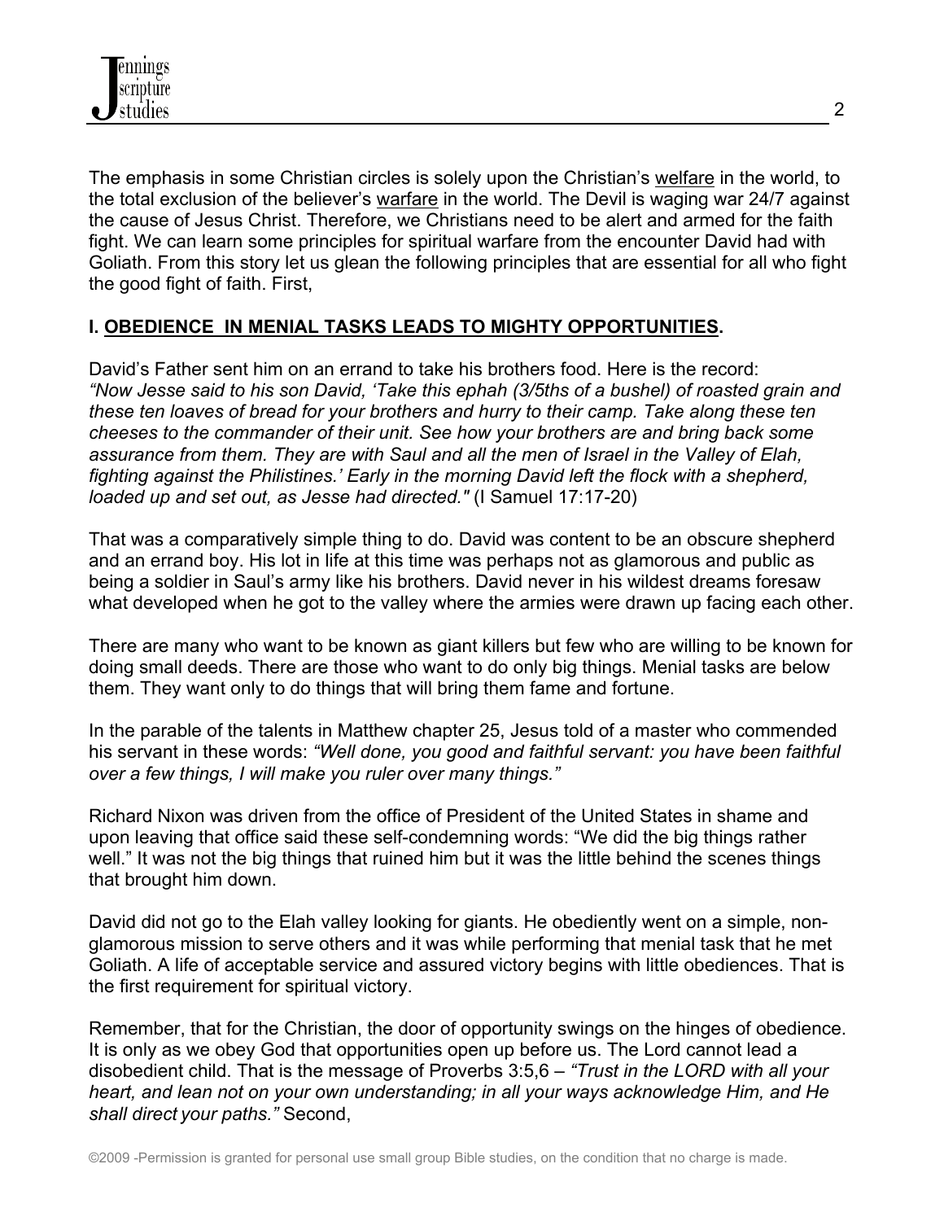The emphasis in some Christian circles is solely upon the Christian's <u>welfare</u> in the world, to the total exclusion of the believer's <u>warfare</u> in the world. The Devil is waging war 24/7 against the cause of Jesus Christ. Therefore, we Christians need to be alert and armed for the faith fight. We can learn some principles for spiritual warfare from the encounter David had with Goliath. From this story let us glean the following principles that are essential for all who fight the good fight of faith. First,

**I. <u>OBEDIENCE IN MENIAL TASKS LEADS TO MIGHTY OPPORTUNITIES</u>.**

David's Father sent him on an errand to take his brothers food. Here is the record: *"Now Jesse said to his son David, 'Take this ephah (3/5ths of a bushel) of roasted grain and these ten loaves of bread for your brothers and hurry to their camp. Take along these ten cheeses to the commander of their unit. See how your brothers are and bring back some assurance from them. They are with Saul and all the men of Israel in the Valley of Elah, fighting against the Philistines.' Early in the morning David left the flock with a shepherd, loaded up and set out, as Jesse had directed."* (I Samuel 17:17-20)

That was a comparatively simple thing to do. David was content to be an obscure shepherd and an errand boy. His lot in life at this time was perhaps not as glamorous and public as being a soldier in Saul's army like his brothers. David never in his wildest dreams foresaw what developed when he got to the valley where the armies were drawn up facing each other.

There are many who want to be known as giant killers but few who are willing to be known for doing small deeds. There are those who want to do only big things. Menial tasks are below them. They want only to do things that will bring them fame and fortune.

In the parable of the talents in Matthew chapter 25, Jesus told of a master who commended his servant in these words: *"Well done, you good and faithful servant: you have been faithful over a few things, I will make you ruler over many things."*

Richard Nixon was driven from the office of President of the United States in shame and upon leaving that office said these self-condemning words: "We did the big things rather well." It was not the big things that ruined him but it was the little behind the scenes things that brought him down.

David did not go to the Elah valley looking for giants. He obediently went on a simple, non-glamorous mission to serve others and it was while performing that menial task that he met Goliath. A life of acceptable service and assured victory begins with little obediences. That is the first requirement for spiritual victory.

Remember, that for the Christian, the door of opportunity swings on the hinges of obedience. It is only as we obey God that opportunities open up before us. The Lord cannot lead a disobedient child. That is the message of Proverbs 3:5,6 – *"Trust in the LORD with all your heart, and lean not on your own understanding; in all your ways acknowledge Him, and He shall direct your paths."* Second,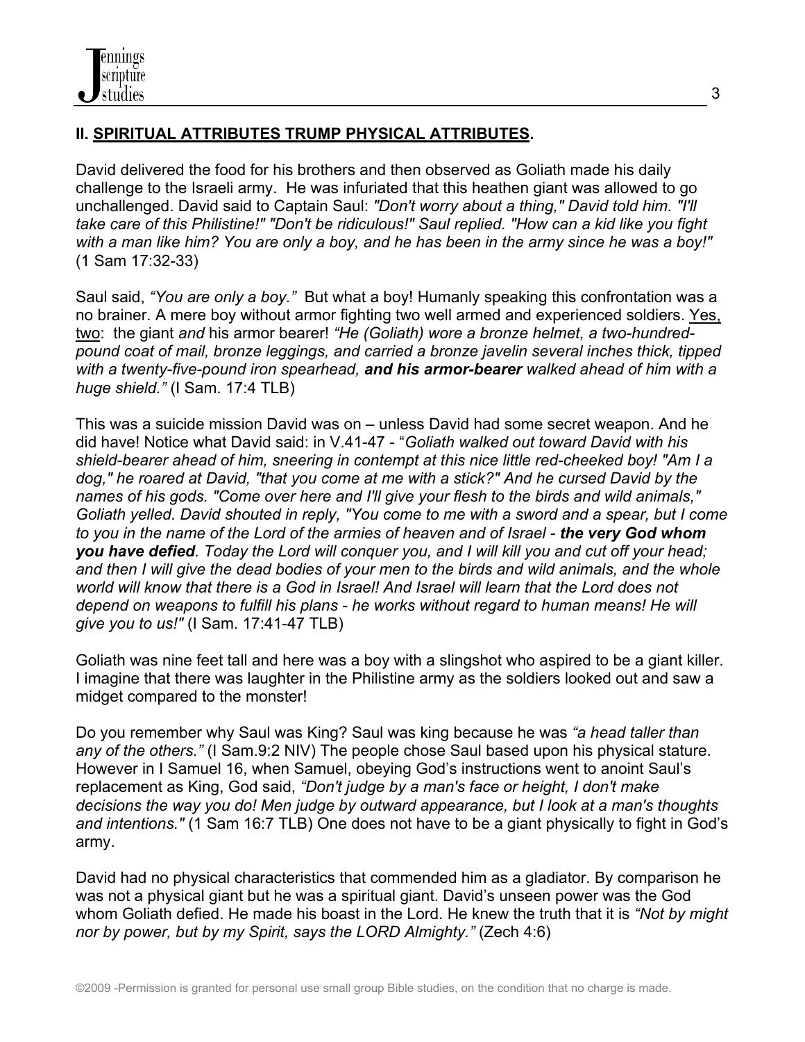## II. <u>SPIRITUAL ATTRIBUTES TRUMP PHYSICAL ATTRIBUTES</u>.

David delivered the food for his brothers and then observed as Goliath made his daily challenge to the Israeli army. He was infuriated that this heathen giant was allowed to go unchallenged. David said to Captain Saul: *"Don't worry about a thing," David told him. "I'll take care of this Philistine!" "Don't be ridiculous!" Saul replied. "How can a kid like you fight with a man like him? You are only a boy, and he has been in the army since he was a boy!"* (1 Sam 17:32-33)

Saul said, *"You are only a boy."* But what a boy! Humanly speaking this confrontation was a no brainer. A mere boy without armor fighting two well armed and experienced soldiers. <u>Yes, two</u>: the giant *and* his armor bearer! *"He (Goliath) wore a bronze helmet, a two-hundred-pound coat of mail, bronze leggings, and carried a bronze javelin several inches thick, tipped with a twenty-five-pound iron spearhead,* ***and his armor-bearer*** *walked ahead of him with a huge shield."* (I Sam. 17:4 TLB)

This was a suicide mission David was on – unless David had some secret weapon. And he did have! Notice what David said: in V.41-47 - "*Goliath walked out toward David with his shield-bearer ahead of him, sneering in contempt at this nice little red-cheeked boy! "Am I a dog," he roared at David, "that you come at me with a stick?" And he cursed David by the names of his gods. "Come over here and I'll give your flesh to the birds and wild animals," Goliath yelled. David shouted in reply, "You come to me with a sword and a spear, but I come to you in the name of the Lord of the armies of heaven and of Israel -* ***the very God whom you have defied****. Today the Lord will conquer you, and I will kill you and cut off your head; and then I will give the dead bodies of your men to the birds and wild animals, and the whole world will know that there is a God in Israel! And Israel will learn that the Lord does not depend on weapons to fulfill his plans - he works without regard to human means! He will give you to us!"* (I Sam. 17:41-47 TLB)

Goliath was nine feet tall and here was a boy with a slingshot who aspired to be a giant killer. I imagine that there was laughter in the Philistine army as the soldiers looked out and saw a midget compared to the monster!

Do you remember why Saul was King? Saul was king because he was *"a head taller than any of the others."* (I Sam.9:2 NIV) The people chose Saul based upon his physical stature. However in I Samuel 16, when Samuel, obeying God's instructions went to anoint Saul's replacement as King, God said, *"Don't judge by a man's face or height, I don't make decisions the way you do! Men judge by outward appearance, but I look at a man's thoughts and intentions."* (1 Sam 16:7 TLB) One does not have to be a giant physically to fight in God's army.

David had no physical characteristics that commended him as a gladiator. By comparison he was not a physical giant but he was a spiritual giant. David's unseen power was the God whom Goliath defied. He made his boast in the Lord. He knew the truth that it is *"Not by might nor by power, but by my Spirit, says the LORD Almighty."* (Zech 4:6)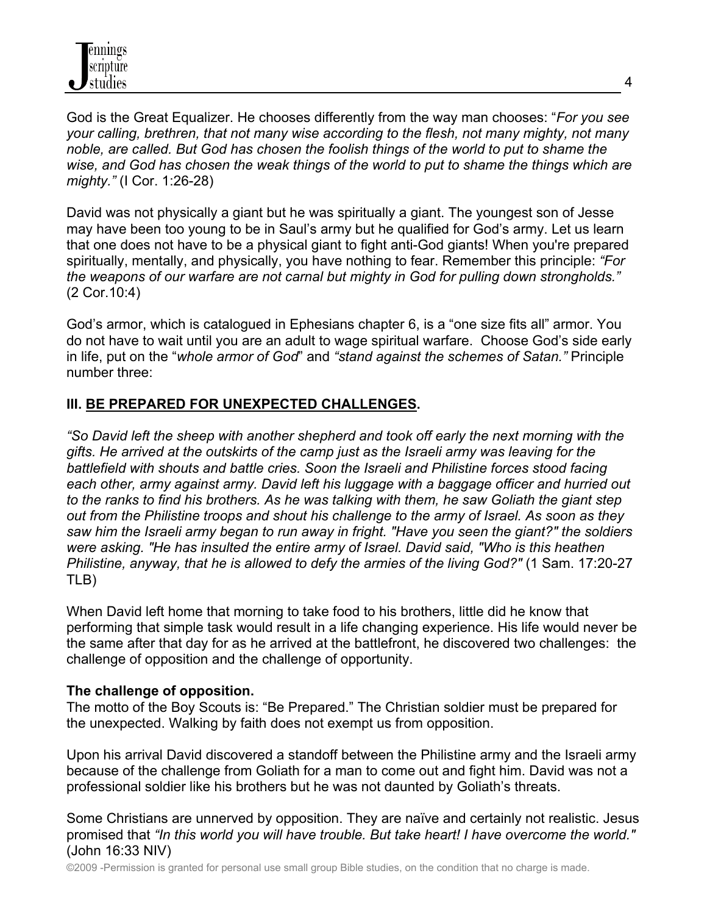God is the Great Equalizer. He chooses differently from the way man chooses: "*For you see your calling, brethren, that not many wise according to the flesh, not many mighty, not many noble, are called. But God has chosen the foolish things of the world to put to shame the wise, and God has chosen the weak things of the world to put to shame the things which are mighty."* (I Cor. 1:26-28)

David was not physically a giant but he was spiritually a giant. The youngest son of Jesse may have been too young to be in Saul's army but he qualified for God's army. Let us learn that one does not have to be a physical giant to fight anti-God giants! When you're prepared spiritually, mentally, and physically, you have nothing to fear. Remember this principle: *"For the weapons of our warfare are not carnal but mighty in God for pulling down strongholds."* (2 Cor.10:4)

God's armor, which is catalogued in Ephesians chapter 6, is a "one size fits all" armor. You do not have to wait until you are an adult to wage spiritual warfare. Choose God's side early in life, put on the "*whole armor of God*" and *"stand against the schemes of Satan."* Principle number three:

## III. BE PREPARED FOR UNEXPECTED CHALLENGES.

*"So David left the sheep with another shepherd and took off early the next morning with the gifts. He arrived at the outskirts of the camp just as the Israeli army was leaving for the battlefield with shouts and battle cries. Soon the Israeli and Philistine forces stood facing each other, army against army. David left his luggage with a baggage officer and hurried out to the ranks to find his brothers. As he was talking with them, he saw Goliath the giant step out from the Philistine troops and shout his challenge to the army of Israel. As soon as they saw him the Israeli army began to run away in fright. "Have you seen the giant?" the soldiers were asking. "He has insulted the entire army of Israel. David said, "Who is this heathen Philistine, anyway, that he is allowed to defy the armies of the living God?"* (1 Sam. 17:20-27 TLB)

When David left home that morning to take food to his brothers, little did he know that performing that simple task would result in a life changing experience. His life would never be the same after that day for as he arrived at the battlefront, he discovered two challenges: the challenge of opposition and the challenge of opportunity.

**The challenge of opposition.**
The motto of the Boy Scouts is: "Be Prepared." The Christian soldier must be prepared for the unexpected. Walking by faith does not exempt us from opposition.

Upon his arrival David discovered a standoff between the Philistine army and the Israeli army because of the challenge from Goliath for a man to come out and fight him. David was not a professional soldier like his brothers but he was not daunted by Goliath's threats.

Some Christians are unnerved by opposition. They are naïve and certainly not realistic. Jesus promised that *"In this world you will have trouble. But take heart! I have overcome the world."* (John 16:33 NIV)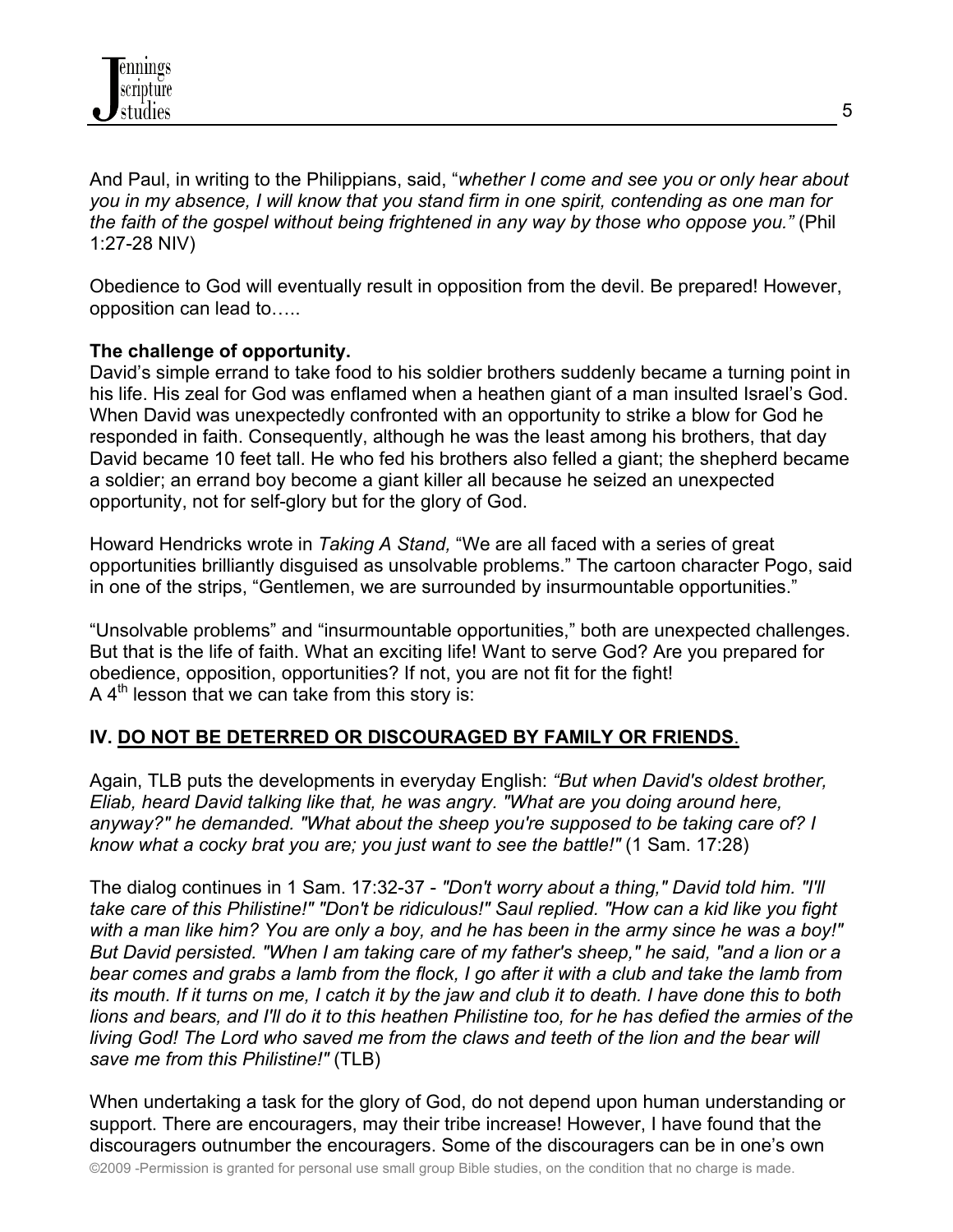And Paul, in writing to the Philippians, said, "*whether I come and see you or only hear about you in my absence, I will know that you stand firm in one spirit, contending as one man for the faith of the gospel without being frightened in any way by those who oppose you."* (Phil 1:27-28 NIV)

Obedience to God will eventually result in opposition from the devil. Be prepared! However, opposition can lead to…..

**The challenge of opportunity.**
David's simple errand to take food to his soldier brothers suddenly became a turning point in his life. His zeal for God was enflamed when a heathen giant of a man insulted Israel's God. When David was unexpectedly confronted with an opportunity to strike a blow for God he responded in faith. Consequently, although he was the least among his brothers, that day David became 10 feet tall. He who fed his brothers also felled a giant; the shepherd became a soldier; an errand boy become a giant killer all because he seized an unexpected opportunity, not for self-glory but for the glory of God.

Howard Hendricks wrote in *Taking A Stand,* "We are all faced with a series of great opportunities brilliantly disguised as unsolvable problems." The cartoon character Pogo, said in one of the strips, "Gentlemen, we are surrounded by insurmountable opportunities."

"Unsolvable problems" and "insurmountable opportunities," both are unexpected challenges. But that is the life of faith. What an exciting life! Want to serve God? Are you prepared for obedience, opposition, opportunities? If not, you are not fit for the fight!
A 4th lesson that we can take from this story is:

## IV. DO NOT BE DETERRED OR DISCOURAGED BY FAMILY OR FRIENDS.

Again, TLB puts the developments in everyday English: *"But when David's oldest brother, Eliab, heard David talking like that, he was angry. "What are you doing around here, anyway?" he demanded. "What about the sheep you're supposed to be taking care of? I know what a cocky brat you are; you just want to see the battle!"* (1 Sam. 17:28)

The dialog continues in 1 Sam. 17:32-37 - *"Don't worry about a thing," David told him. "I'll take care of this Philistine!" "Don't be ridiculous!" Saul replied. "How can a kid like you fight with a man like him? You are only a boy, and he has been in the army since he was a boy!" But David persisted. "When I am taking care of my father's sheep," he said, "and a lion or a bear comes and grabs a lamb from the flock, I go after it with a club and take the lamb from its mouth. If it turns on me, I catch it by the jaw and club it to death. I have done this to both lions and bears, and I'll do it to this heathen Philistine too, for he has defied the armies of the living God! The Lord who saved me from the claws and teeth of the lion and the bear will save me from this Philistine!"* (TLB)

When undertaking a task for the glory of God, do not depend upon human understanding or support. There are encouragers, may their tribe increase! However, I have found that the discouragers outnumber the encouragers. Some of the discouragers can be in one's own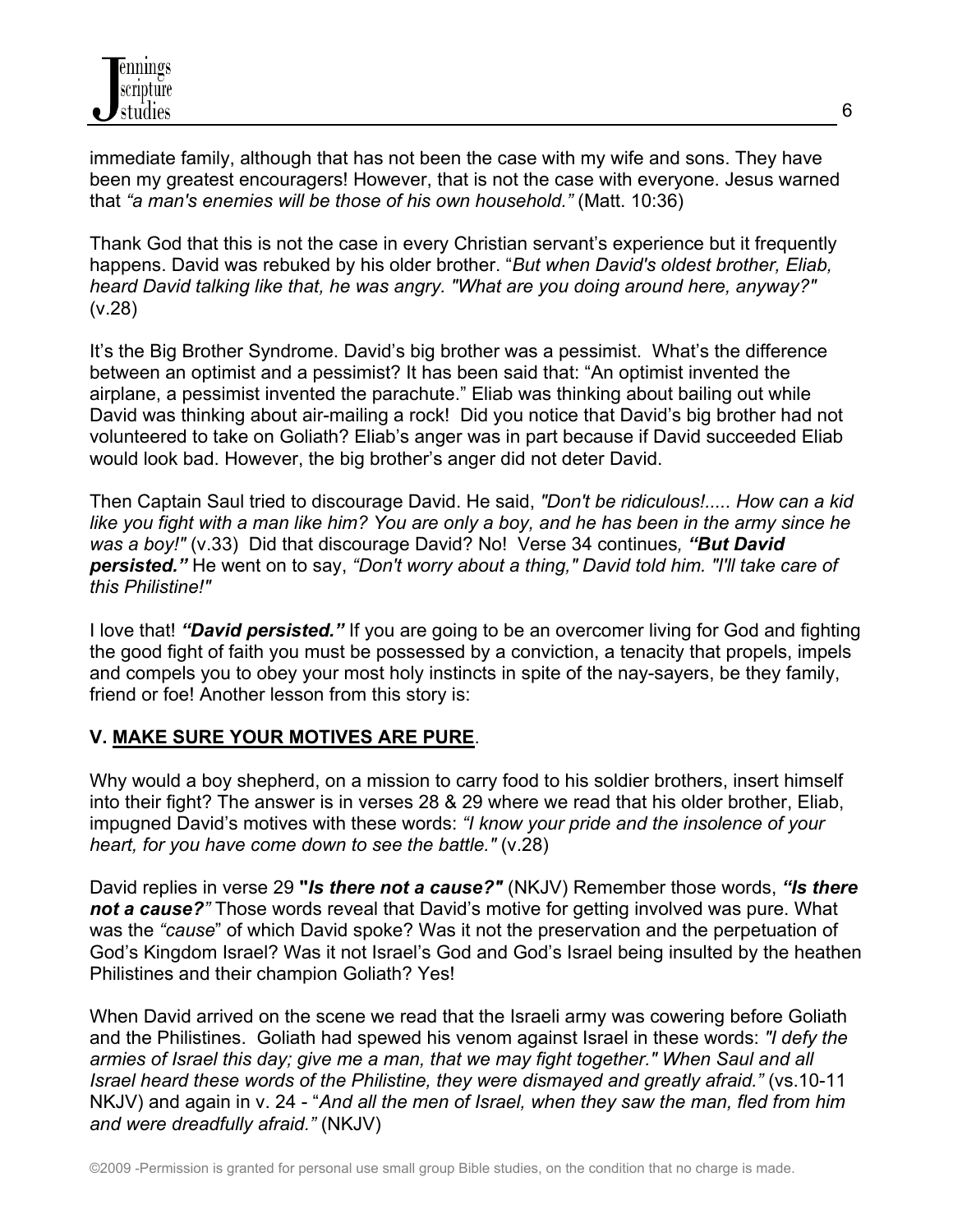immediate family, although that has not been the case with my wife and sons. They have been my greatest encouragers! However, that is not the case with everyone. Jesus warned that *"a man's enemies will be those of his own household."* (Matt. 10:36)

Thank God that this is not the case in every Christian servant's experience but it frequently happens. David was rebuked by his older brother. "*But when David's oldest brother, Eliab, heard David talking like that, he was angry. "What are you doing around here, anyway?"* (v.28)

It's the Big Brother Syndrome. David's big brother was a pessimist. What's the difference between an optimist and a pessimist? It has been said that: "An optimist invented the airplane, a pessimist invented the parachute." Eliab was thinking about bailing out while David was thinking about air-mailing a rock! Did you notice that David's big brother had not volunteered to take on Goliath? Eliab's anger was in part because if David succeeded Eliab would look bad. However, the big brother's anger did not deter David.

Then Captain Saul tried to discourage David. He said, *"Don't be ridiculous!..... How can a kid like you fight with a man like him? You are only a boy, and he has been in the army since he was a boy!"* (v.33) Did that discourage David? No! Verse 34 continues, ***"But David persisted."*** He went on to say, *"Don't worry about a thing," David told him. "I'll take care of this Philistine!"*

I love that! ***"David persisted."*** If you are going to be an overcomer living for God and fighting the good fight of faith you must be possessed by a conviction, a tenacity that propels, impels and compels you to obey your most holy instincts in spite of the nay-sayers, be they family, friend or foe! Another lesson from this story is:

## V. MAKE SURE YOUR MOTIVES ARE PURE.

Why would a boy shepherd, on a mission to carry food to his soldier brothers, insert himself into their fight? The answer is in verses 28 & 29 where we read that his older brother, Eliab, impugned David's motives with these words: *"I know your pride and the insolence of your heart, for you have come down to see the battle."* (v.28)

David replies in verse 29 **"*Is there not a cause?"*** (NKJV) Remember those words, ***"Is there not a cause?"*** Those words reveal that David's motive for getting involved was pure. What was the *"cause*" of which David spoke? Was it not the preservation and the perpetuation of God's Kingdom Israel? Was it not Israel's God and God's Israel being insulted by the heathen Philistines and their champion Goliath? Yes!

When David arrived on the scene we read that the Israeli army was cowering before Goliath and the Philistines. Goliath had spewed his venom against Israel in these words: *"I defy the armies of Israel this day; give me a man, that we may fight together." When Saul and all Israel heard these words of the Philistine, they were dismayed and greatly afraid."* (vs.10-11 NKJV) and again in v. 24 - "*And all the men of Israel, when they saw the man, fled from him and were dreadfully afraid."* (NKJV)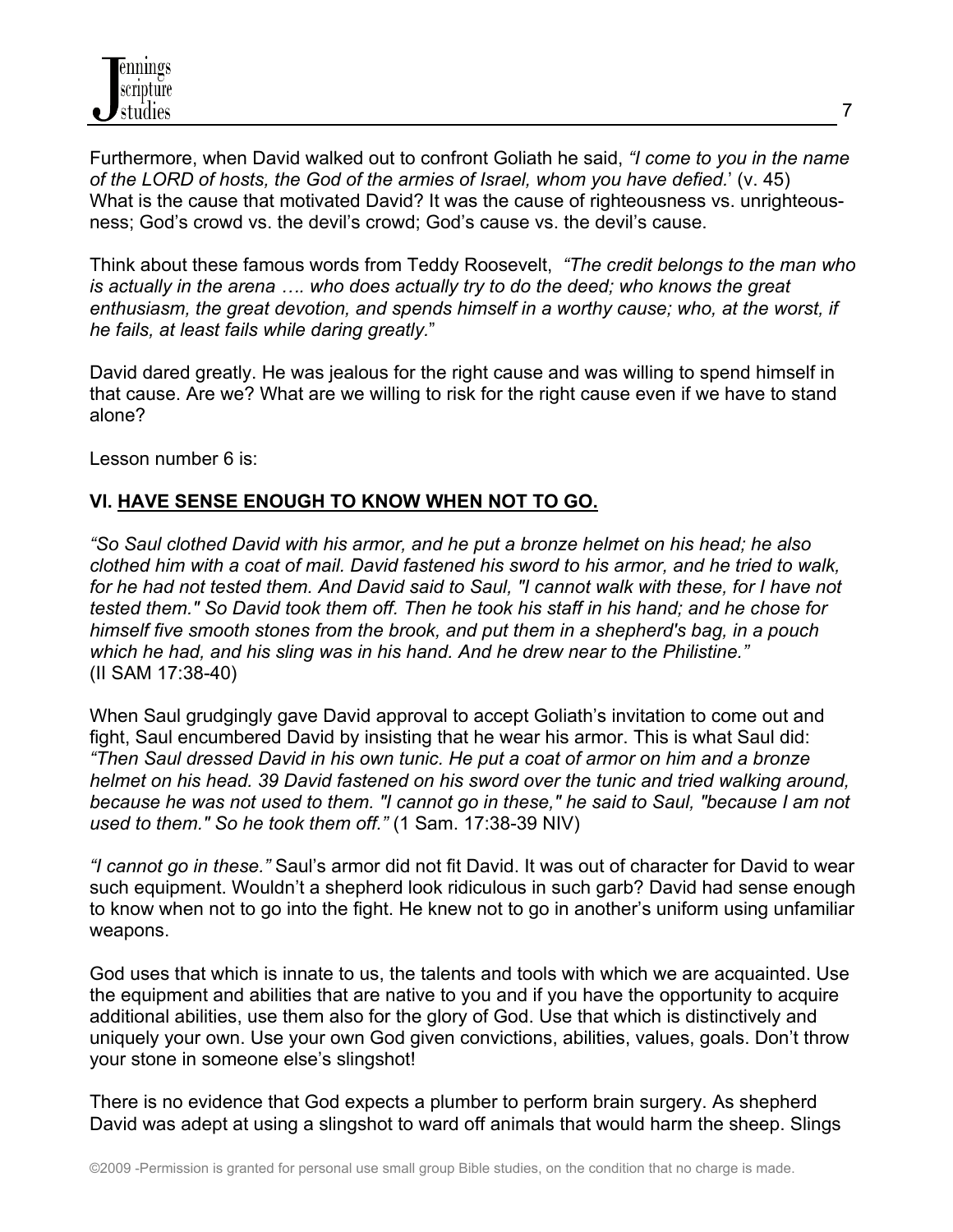Furthermore, when David walked out to confront Goliath he said, *"I come to you in the name of the LORD of hosts, the God of the armies of Israel, whom you have defied.*' (v. 45) What is the cause that motivated David? It was the cause of righteousness vs. unrighteousness; God's crowd vs. the devil's crowd; God's cause vs. the devil's cause.

Think about these famous words from Teddy Roosevelt, *"The credit belongs to the man who is actually in the arena …. who does actually try to do the deed; who knows the great enthusiasm, the great devotion, and spends himself in a worthy cause; who, at the worst, if he fails, at least fails while daring greatly.*"

David dared greatly. He was jealous for the right cause and was willing to spend himself in that cause. Are we? What are we willing to risk for the right cause even if we have to stand alone?

Lesson number 6 is:

## VI. HAVE SENSE ENOUGH TO KNOW WHEN NOT TO GO.

*"So Saul clothed David with his armor, and he put a bronze helmet on his head; he also clothed him with a coat of mail. David fastened his sword to his armor, and he tried to walk, for he had not tested them. And David said to Saul, "I cannot walk with these, for I have not tested them." So David took them off. Then he took his staff in his hand; and he chose for himself five smooth stones from the brook, and put them in a shepherd's bag, in a pouch which he had, and his sling was in his hand. And he drew near to the Philistine."* (II SAM 17:38-40)

When Saul grudgingly gave David approval to accept Goliath's invitation to come out and fight, Saul encumbered David by insisting that he wear his armor. This is what Saul did: *"Then Saul dressed David in his own tunic. He put a coat of armor on him and a bronze helmet on his head. 39 David fastened on his sword over the tunic and tried walking around, because he was not used to them. "I cannot go in these," he said to Saul, "because I am not used to them." So he took them off."* (1 Sam. 17:38-39 NIV)

*"I cannot go in these."* Saul's armor did not fit David. It was out of character for David to wear such equipment. Wouldn't a shepherd look ridiculous in such garb? David had sense enough to know when not to go into the fight. He knew not to go in another's uniform using unfamiliar weapons.

God uses that which is innate to us, the talents and tools with which we are acquainted. Use the equipment and abilities that are native to you and if you have the opportunity to acquire additional abilities, use them also for the glory of God. Use that which is distinctively and uniquely your own. Use your own God given convictions, abilities, values, goals. Don't throw your stone in someone else's slingshot!

There is no evidence that God expects a plumber to perform brain surgery. As shepherd David was adept at using a slingshot to ward off animals that would harm the sheep. Slings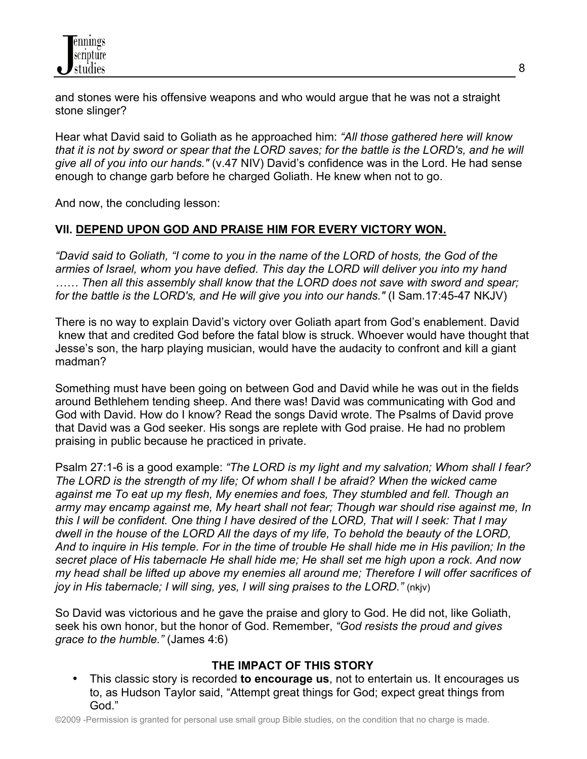and stones were his offensive weapons and who would argue that he was not a straight stone slinger?

Hear what David said to Goliath as he approached him: *"All those gathered here will know that it is not by sword or spear that the LORD saves; for the battle is the LORD's, and he will give all of you into our hands."* (v.47 NIV) David's confidence was in the Lord. He had sense enough to change garb before he charged Goliath. He knew when not to go.

And now, the concluding lesson:

## VII. DEPEND UPON GOD AND PRAISE HIM FOR EVERY VICTORY WON.

*"David said to Goliath, "I come to you in the name of the LORD of hosts, the God of the armies of Israel, whom you have defied. This day the LORD will deliver you into my hand …… Then all this assembly shall know that the LORD does not save with sword and spear; for the battle is the LORD's, and He will give you into our hands."* (I Sam.17:45-47 NKJV)

There is no way to explain David's victory over Goliath apart from God's enablement. David knew that and credited God before the fatal blow is struck. Whoever would have thought that Jesse's son, the harp playing musician, would have the audacity to confront and kill a giant madman?

Something must have been going on between God and David while he was out in the fields around Bethlehem tending sheep. And there was! David was communicating with God and God with David. How do I know? Read the songs David wrote. The Psalms of David prove that David was a God seeker. His songs are replete with God praise. He had no problem praising in public because he practiced in private.

Psalm 27:1-6 is a good example: *"The LORD is my light and my salvation; Whom shall I fear? The LORD is the strength of my life; Of whom shall I be afraid? When the wicked came against me To eat up my flesh, My enemies and foes, They stumbled and fell. Though an army may encamp against me, My heart shall not fear; Though war should rise against me, In this I will be confident. One thing I have desired of the LORD, That will I seek: That I may dwell in the house of the LORD All the days of my life, To behold the beauty of the LORD, And to inquire in His temple. For in the time of trouble He shall hide me in His pavilion; In the secret place of His tabernacle He shall hide me; He shall set me high upon a rock. And now my head shall be lifted up above my enemies all around me; Therefore I will offer sacrifices of joy in His tabernacle; I will sing, yes, I will sing praises to the LORD."* (nkjv)

So David was victorious and he gave the praise and glory to God. He did not, like Goliath, seek his own honor, but the honor of God. Remember, *"God resists the proud and gives grace to the humble."* (James 4:6)

### THE IMPACT OF THIS STORY

- This classic story is recorded **to encourage us**, not to entertain us. It encourages us to, as Hudson Taylor said, "Attempt great things for God; expect great things from God."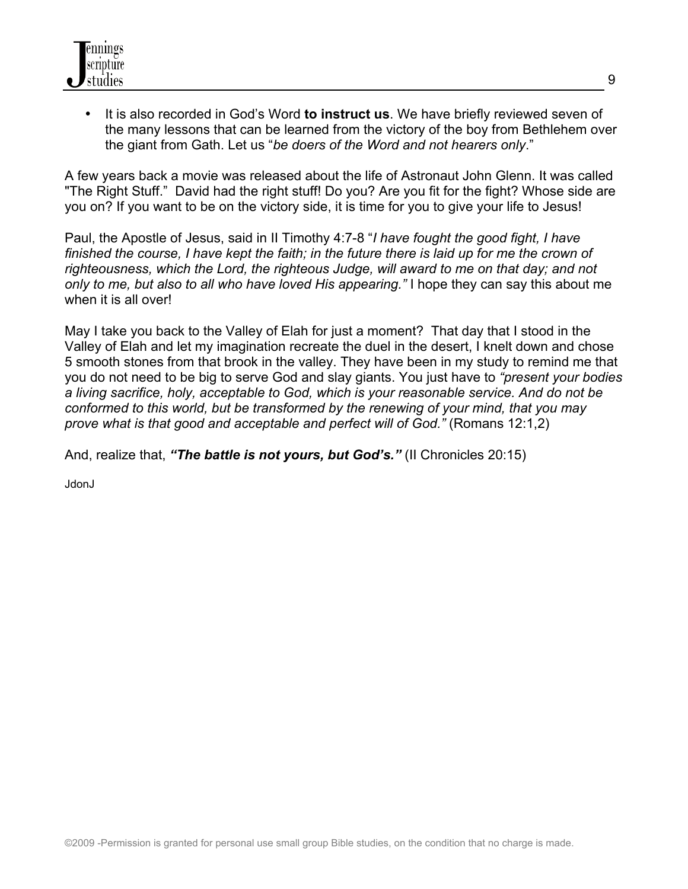- It is also recorded in God's Word **to instruct us**. We have briefly reviewed seven of the many lessons that can be learned from the victory of the boy from Bethlehem over the giant from Gath. Let us "*be doers of the Word and not hearers only*."

A few years back a movie was released about the life of Astronaut John Glenn. It was called "The Right Stuff." David had the right stuff! Do you? Are you fit for the fight? Whose side are you on? If you want to be on the victory side, it is time for you to give your life to Jesus!

Paul, the Apostle of Jesus, said in II Timothy 4:7-8 "*I have fought the good fight, I have finished the course, I have kept the faith; in the future there is laid up for me the crown of righteousness, which the Lord, the righteous Judge, will award to me on that day; and not only to me, but also to all who have loved His appearing."* I hope they can say this about me when it is all over!

May I take you back to the Valley of Elah for just a moment? That day that I stood in the Valley of Elah and let my imagination recreate the duel in the desert, I knelt down and chose 5 smooth stones from that brook in the valley. They have been in my study to remind me that you do not need to be big to serve God and slay giants. You just have to *"present your bodies a living sacrifice, holy, acceptable to God, which is your reasonable service. And do not be conformed to this world, but be transformed by the renewing of your mind, that you may prove what is that good and acceptable and perfect will of God."* (Romans 12:1,2)

And, realize that, ***"The battle is not yours, but God's."*** (II Chronicles 20:15)

JdonJ

©2009 -Permission is granted for personal use small group Bible studies, on the condition that no charge is made.